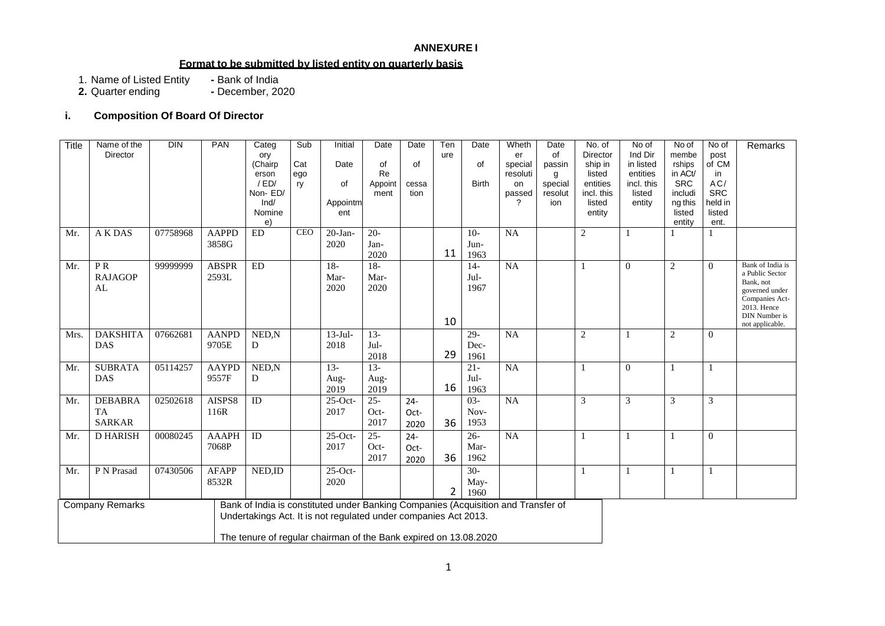**ANNEXURE I**

**Format to be submitted by listed entity on quarterly basis**

1. Name of Listed Entity - Bank of India
2. **Quarter ending** - December, 2020

### i. Composition Of Board Of Director

| Title | Name of the Director | DIN | PAN | Category (Chairperson / ED/ Non- ED/ Ind/ Nominee) | Sub Category | Initial Date of Appointment | Date of Re Appointment | Date of cessation | Tenure | Date of Birth | Whether special resolution passed? | Date of passing special resolution | No. of Directorship in listed entities incl. this listed entity | No of Ind Dir in listed entities incl. this listed entity | No of memberships in ACt/ SRC including this listed entity | No of post of CM in AC/ SRC held in listed entity. | Remarks |
|---|---|---|---|---|---|---|---|---|---|---|---|---|---|---|---|---|---|
| Mr. | A K DAS | 07758968 | AAPPD3858G | ED | CEO | 20-Jan-2020 | 20-Jan-2020 | | 11 | 10-Jun-1963 | NA | | 2 | 1 | 1 | 1 | |
| Mr. | P R RAJAGOPAL | 99999999 | ABSPR2593L | ED | | 18-Mar-2020 | 18-Mar-2020 | | 10 | 14-Jul-1967 | NA | | 1 | 0 | 2 | 0 | Bank of India is a Public Sector Bank, not governed under Companies Act-2013. Hence DIN Number is not applicable. |
| Mrs. | DAKSHITA DAS | 07662681 | AANPD9705E | NED,ND | | 13-Jul-2018 | 13-Jul-2018 | | 29 | 29-Dec-1961 | NA | | 2 | 1 | 2 | 0 | |
| Mr. | SUBRATA DAS | 05114257 | AAYPD9557F | NED,ND | | 13-Aug-2019 | 13-Aug-2019 | | 16 | 21-Jul-1963 | NA | | 1 | 0 | 1 | 1 | |
| Mr. | DEBABRATA SARKAR | 02502618 | AISPS8116R | ID | | 25-Oct-2017 | 25-Oct-2017 | 24-Oct-2020 | 36 | 03-Nov-1953 | NA | | 3 | 3 | 3 | 3 | |
| Mr. | D HARISH | 00080245 | AAAPH7068P | ID | | 25-Oct-2017 | 25-Oct-2017 | 24-Oct-2020 | 36 | 26-Mar-1962 | NA | | 1 | 1 | 1 | 0 | |
| Mr. | P N Prasad | 07430506 | AFAPP8532R | NED,ID | | 25-Oct-2020 | | | 2 | 30-May-1960 | | | 1 | 1 | 1 | 1 | |

| Company Remarks | Bank of India is constituted under Banking Companies (Acquisition and Transfer of Undertakings Act. It is not regulated under companies Act 2013.<br><br>The tenure of regular chairman of the Bank expired on 13.08.2020 |
|---|---|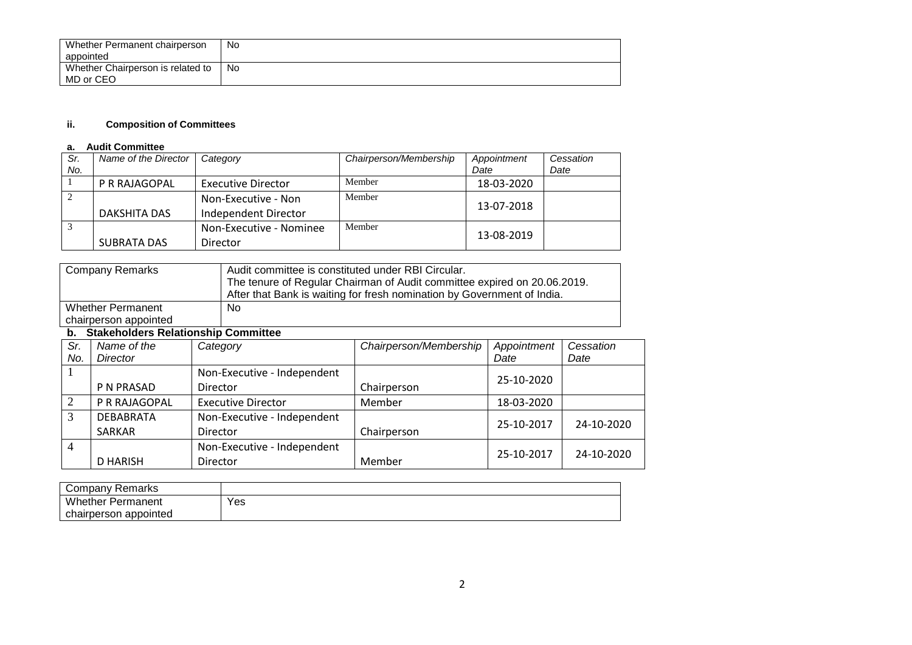| Whether Permanent chairperson appointed | No |
|---|---|
| Whether Chairperson is related to MD or CEO | No |

**ii. Composition of Committees**

**a. Audit Committee**

| Sr. No. | Name of the Director | Category | Chairperson/Membership | Appointment Date | Cessation Date |
|---|---|---|---|---|---|
| 1 | P R RAJAGOPAL | Executive Director | Member | 18-03-2020 | |
| 2 | DAKSHITA DAS | Non-Executive - Non Independent Director | Member | 13-07-2018 | |
| 3 | SUBRATA DAS | Non-Executive - Nominee Director | Member | 13-08-2019 | |

| Company Remarks | Audit committee is constituted under RBI Circular. The tenure of Regular Chairman of Audit committee expired on 20.06.2019. After that Bank is waiting for fresh nomination by Government of India. |
|---|---|
| Whether Permanent chairperson appointed | No |

**b. Stakeholders Relationship Committee**

| Sr. No. | Name of the Director | Category | Chairperson/Membership | Appointment Date | Cessation Date |
|---|---|---|---|---|---|
| 1 | P N PRASAD | Non-Executive - Independent Director | Chairperson | 25-10-2020 | |
| 2 | P R RAJAGOPAL | Executive Director | Member | 18-03-2020 | |
| 3 | DEBABRATA SARKAR | Non-Executive - Independent Director | Chairperson | 25-10-2017 | 24-10-2020 |
| 4 | D HARISH | Non-Executive - Independent Director | Member | 25-10-2017 | 24-10-2020 |

| Company Remarks | |
|---|---|
| Whether Permanent chairperson appointed | Yes |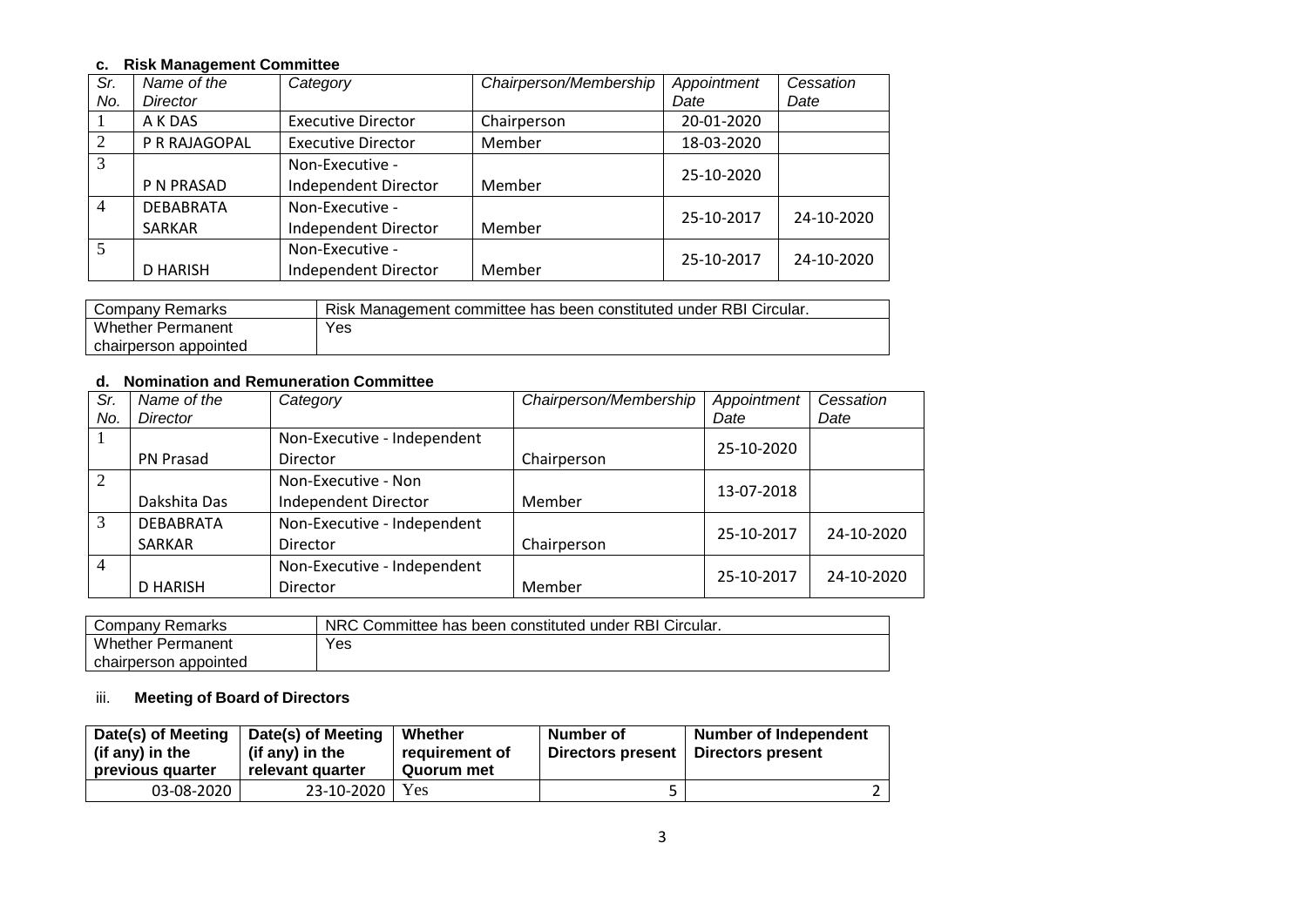### c. Risk Management Committee

| Sr. No. | Name of the Director | Category | Chairperson/Membership | Appointment Date | Cessation Date |
|---|---|---|---|---|---|
| 1 | A K DAS | Executive Director | Chairperson | 20-01-2020 | |
| 2 | P R RAJAGOPAL | Executive Director | Member | 18-03-2020 | |
| 3 | P N PRASAD | Non-Executive - Independent Director | Member | 25-10-2020 | |
| 4 | DEBABRATA SARKAR | Non-Executive - Independent Director | Member | 25-10-2017 | 24-10-2020 |
| 5 | D HARISH | Non-Executive - Independent Director | Member | 25-10-2017 | 24-10-2020 |

| Company Remarks | Risk Management committee has been constituted under RBI Circular. |
|---|---|
| Whether Permanent chairperson appointed | Yes |

### d. Nomination and Remuneration Committee

| Sr. No. | Name of the Director | Category | Chairperson/Membership | Appointment Date | Cessation Date |
|---|---|---|---|---|---|
| 1 | PN Prasad | Non-Executive - Independent Director | Chairperson | 25-10-2020 | |
| 2 | Dakshita Das | Non-Executive - Non Independent Director | Member | 13-07-2018 | |
| 3 | DEBABRATA SARKAR | Non-Executive - Independent Director | Chairperson | 25-10-2017 | 24-10-2020 |
| 4 | D HARISH | Non-Executive - Independent Director | Member | 25-10-2017 | 24-10-2020 |

| Company Remarks | NRC Committee has been constituted under RBI Circular. |
|---|---|
| Whether Permanent chairperson appointed | Yes |

### iii. Meeting of Board of Directors

| Date(s) of Meeting (if any) in the previous quarter | Date(s) of Meeting (if any) in the relevant quarter | Whether requirement of Quorum met | Number of Directors present | Number of Independent Directors present |
|---|---|---|---|---|
| 03-08-2020 | 23-10-2020 | Yes | 5 | 2 |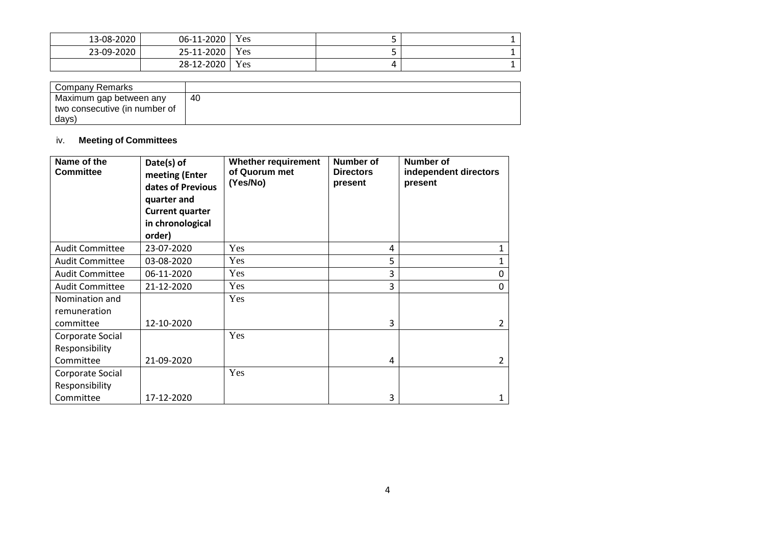| | | | | |
|---|---|---|---|---|
| 13-08-2020 | 06-11-2020 | Yes | 5 | 1 |
| 23-09-2020 | 25-11-2020 | Yes | 5 | 1 |
| | 28-12-2020 | Yes | 4 | 1 |

| Company Remarks | |
|---|---|
| Maximum gap between any two consecutive (in number of days) | 40 |

iv. **Meeting of Committees**

| Name of the Committee | Date(s) of meeting (Enter dates of Previous quarter and Current quarter in chronological order) | Whether requirement of Quorum met (Yes/No) | Number of Directors present | Number of independent directors present |
|---|---|---|---|---|
| Audit Committee | 23-07-2020 | Yes | 4 | 1 |
| Audit Committee | 03-08-2020 | Yes | 5 | 1 |
| Audit Committee | 06-11-2020 | Yes | 3 | 0 |
| Audit Committee | 21-12-2020 | Yes | 3 | 0 |
| Nomination and remuneration committee | 12-10-2020 | Yes | 3 | 2 |
| Corporate Social Responsibility Committee | 21-09-2020 | Yes | 4 | 2 |
| Corporate Social Responsibility Committee | 17-12-2020 | Yes | 3 | 1 |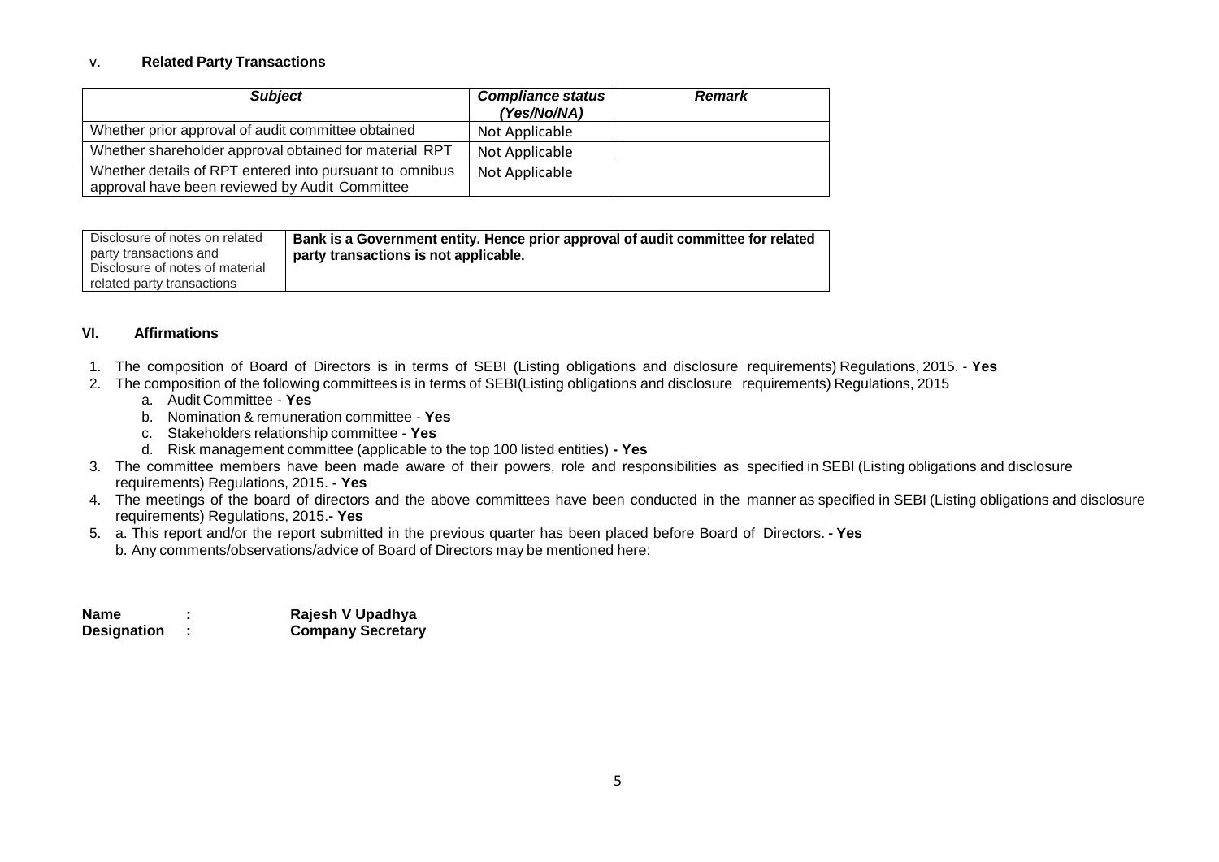v. **Related Party Transactions**

| ***Subject*** | ***Compliance status (Yes/No/NA)*** | ***Remark*** |
|---|---|---|
| Whether prior approval of audit committee obtained | Not Applicable | |
| Whether shareholder approval obtained for material RPT | Not Applicable | |
| Whether details of RPT entered into pursuant to omnibus approval have been reviewed by Audit Committee | Not Applicable | |

| Disclosure of notes on related party transactions and Disclosure of notes of material related party transactions | **Bank is a Government entity. Hence prior approval of audit committee for related party transactions is not applicable.** |
|---|---|

### VI. Affirmations

1. The composition of Board of Directors is in terms of SEBI (Listing obligations and disclosure requirements) Regulations, 2015. - **Yes**
2. The composition of the following committees is in terms of SEBI(Listing obligations and disclosure requirements) Regulations, 2015
   a. Audit Committee - **Yes**
   b. Nomination & remuneration committee - **Yes**
   c. Stakeholders relationship committee - **Yes**
   d. Risk management committee (applicable to the top 100 listed entities) **- Yes**
3. The committee members have been made aware of their powers, role and responsibilities as specified in SEBI (Listing obligations and disclosure requirements) Regulations, 2015. **- Yes**
4. The meetings of the board of directors and the above committees have been conducted in the manner as specified in SEBI (Listing obligations and disclosure requirements) Regulations, 2015.**- Yes**
5. a. This report and/or the report submitted in the previous quarter has been placed before Board of Directors. **- Yes**
   b. Any comments/observations/advice of Board of Directors may be mentioned here:

**Name : Rajesh V Upadhya**
**Designation : Company Secretary**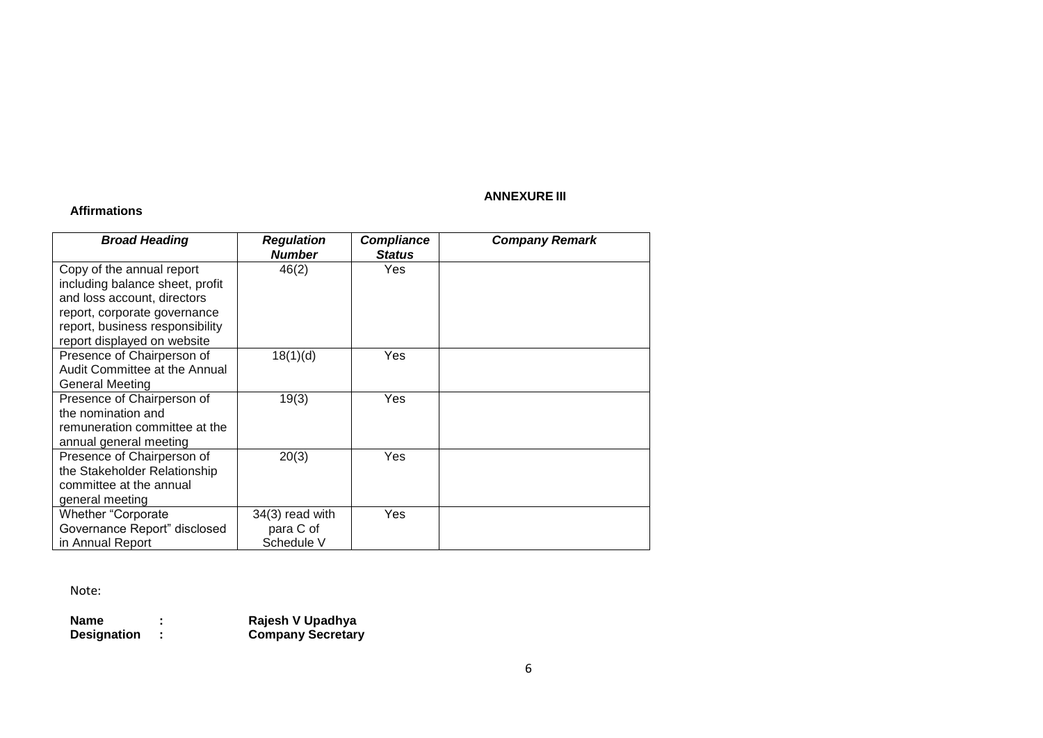**ANNEXURE III**

**Affirmations**

| ***Broad Heading*** | ***Regulation Number*** | ***Compliance Status*** | ***Company Remark*** |
|---|---|---|---|
| Copy of the annual report including balance sheet, profit and loss account, directors report, corporate governance report, business responsibility report displayed on website | 46(2) | Yes | |
| Presence of Chairperson of Audit Committee at the Annual General Meeting | 18(1)(d) | Yes | |
| Presence of Chairperson of the nomination and remuneration committee at the annual general meeting | 19(3) | Yes | |
| Presence of Chairperson of the Stakeholder Relationship committee at the annual general meeting | 20(3) | Yes | |
| Whether "Corporate Governance Report" disclosed in Annual Report | 34(3) read with para C of Schedule V | Yes | |

Note:

**Name : Rajesh V Upadhya**
**Designation : Company Secretary**